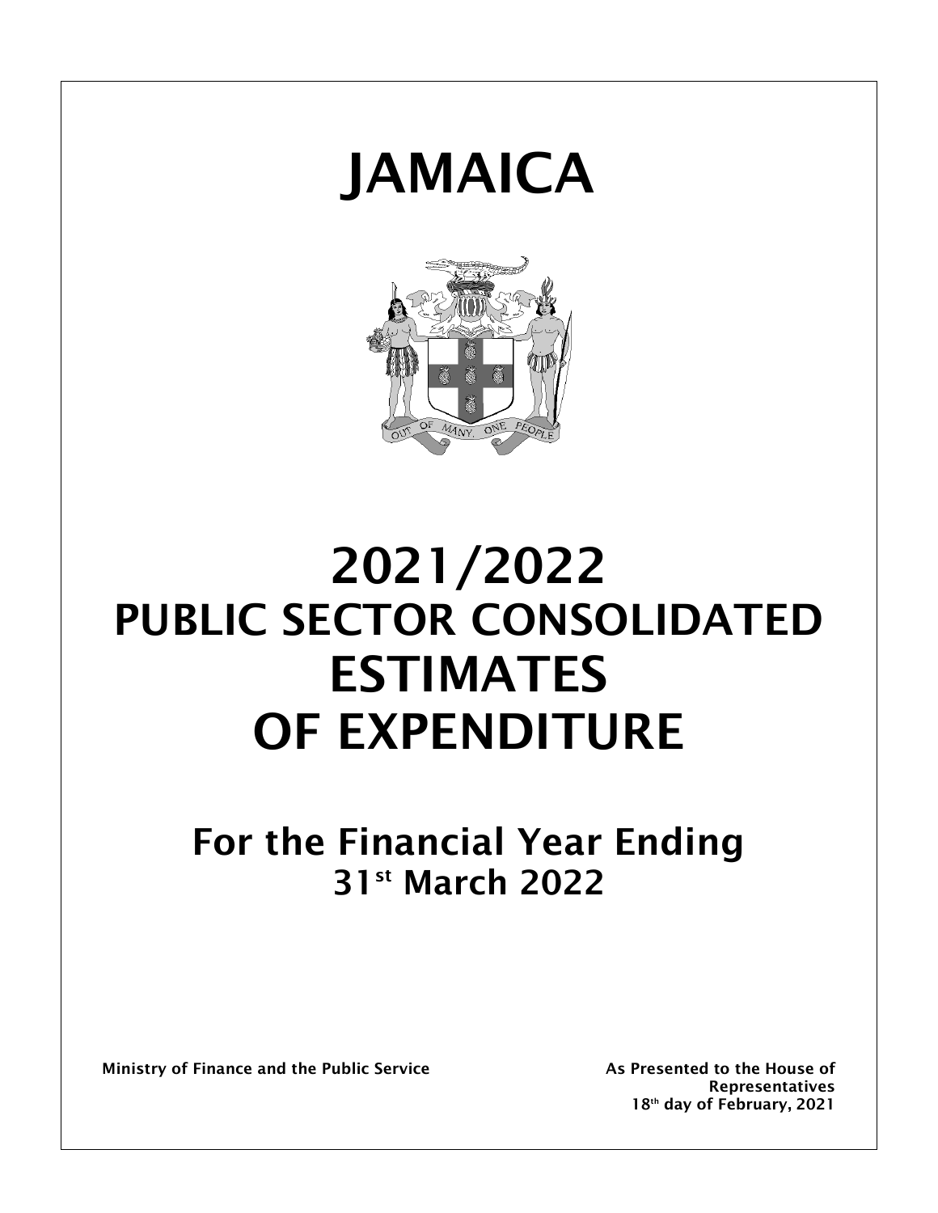# JAMAICA

# 2021/2022 PUBLIC SECTOR CONSOLIDATED ESTIMATES OF EXPENDITURE

## For the Financial Year Ending 31st March 2022

**Ministry of Finance and the Public Service**

**As Presented to the House of Representatives 18th day of February, 2021**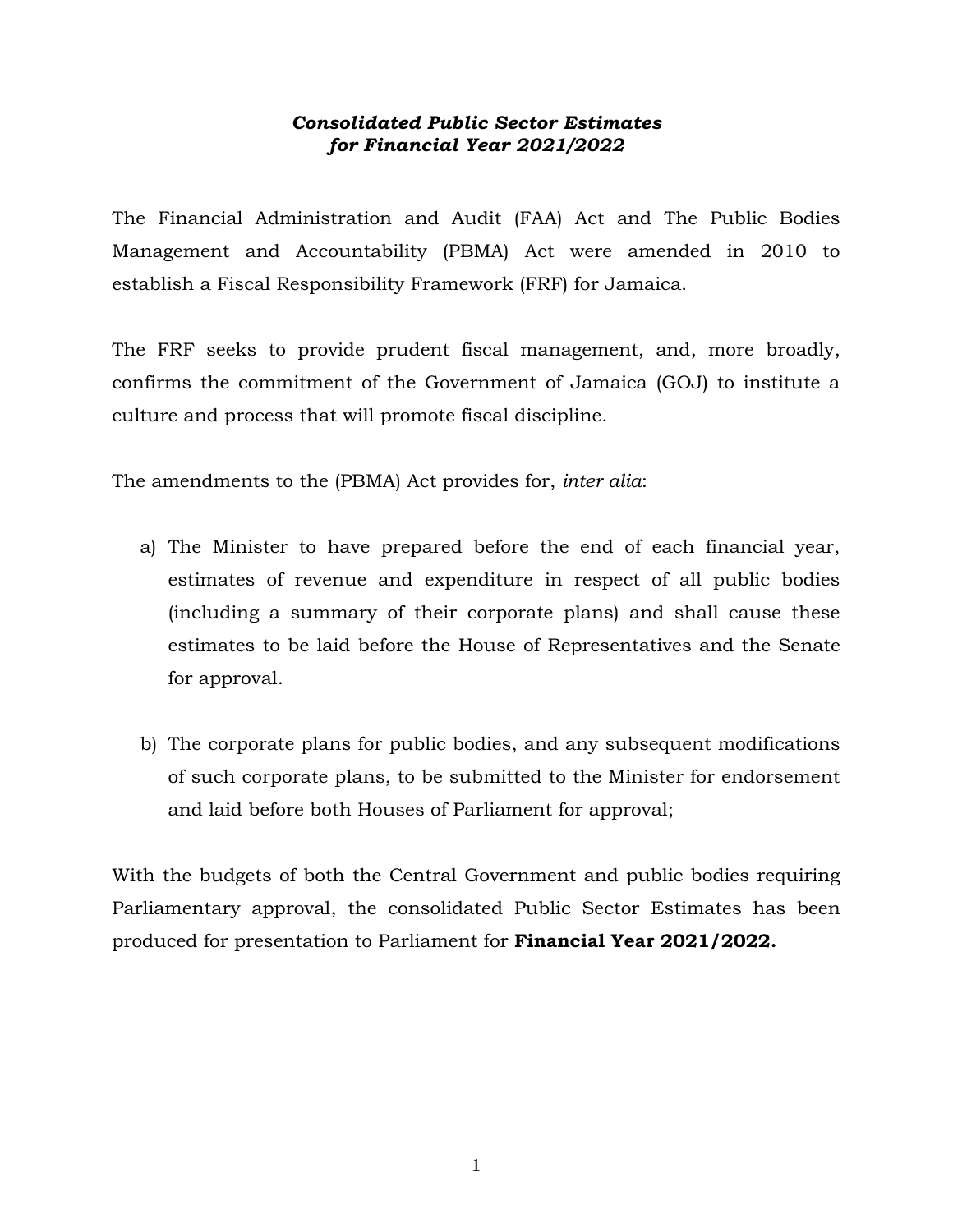***Consolidated Public Sector Estimates***
***for Financial Year 2021/2022***

The Financial Administration and Audit (FAA) Act and The Public Bodies Management and Accountability (PBMA) Act were amended in 2010 to establish a Fiscal Responsibility Framework (FRF) for Jamaica.

The FRF seeks to provide prudent fiscal management, and, more broadly, confirms the commitment of the Government of Jamaica (GOJ) to institute a culture and process that will promote fiscal discipline.

The amendments to the (PBMA) Act provides for, *inter alia*:

a) The Minister to have prepared before the end of each financial year, estimates of revenue and expenditure in respect of all public bodies (including a summary of their corporate plans) and shall cause these estimates to be laid before the House of Representatives and the Senate for approval.

b) The corporate plans for public bodies, and any subsequent modifications of such corporate plans, to be submitted to the Minister for endorsement and laid before both Houses of Parliament for approval;

With the budgets of both the Central Government and public bodies requiring Parliamentary approval, the consolidated Public Sector Estimates has been produced for presentation to Parliament for **Financial Year 2021/2022.**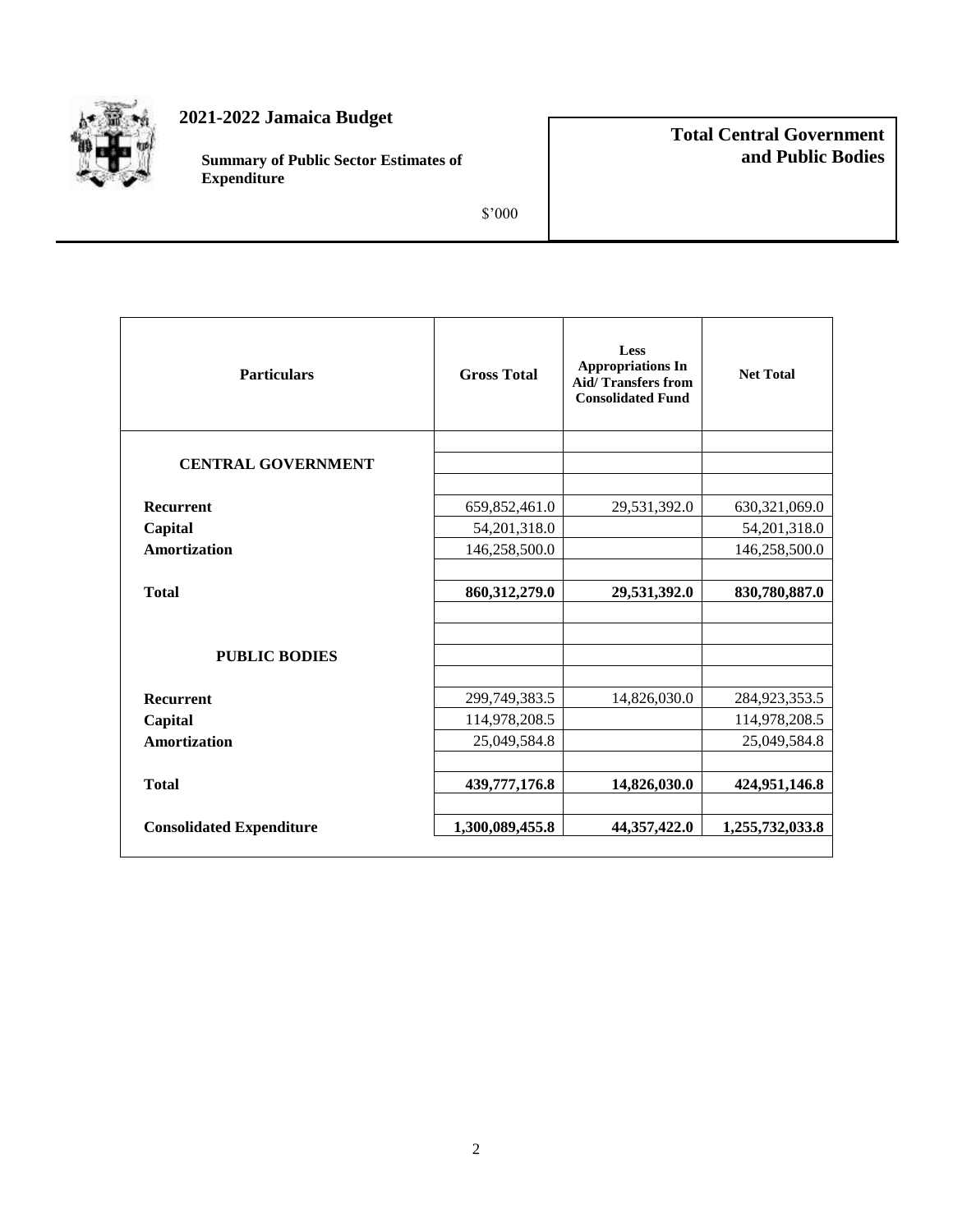# 2021-2022 Jamaica Budget

**Summary of Public Sector Estimates of Expenditure**

$'000

## Total Central Government and Public Bodies

| Particulars | Gross Total | Less Appropriations In Aid/ Transfers from Consolidated Fund | Net Total |
|---|---|---|---|
| **CENTRAL GOVERNMENT** | | | |
| **Recurrent** | 659,852,461.0 | 29,531,392.0 | 630,321,069.0 |
| **Capital** | 54,201,318.0 | | 54,201,318.0 |
| **Amortization** | 146,258,500.0 | | 146,258,500.0 |
| **Total** | **860,312,279.0** | **29,531,392.0** | **830,780,887.0** |
| **PUBLIC BODIES** | | | |
| **Recurrent** | 299,749,383.5 | 14,826,030.0 | 284,923,353.5 |
| **Capital** | 114,978,208.5 | | 114,978,208.5 |
| **Amortization** | 25,049,584.8 | | 25,049,584.8 |
| **Total** | **439,777,176.8** | **14,826,030.0** | **424,951,146.8** |
| **Consolidated Expenditure** | **1,300,089,455.8** | **44,357,422.0** | **1,255,732,033.8** |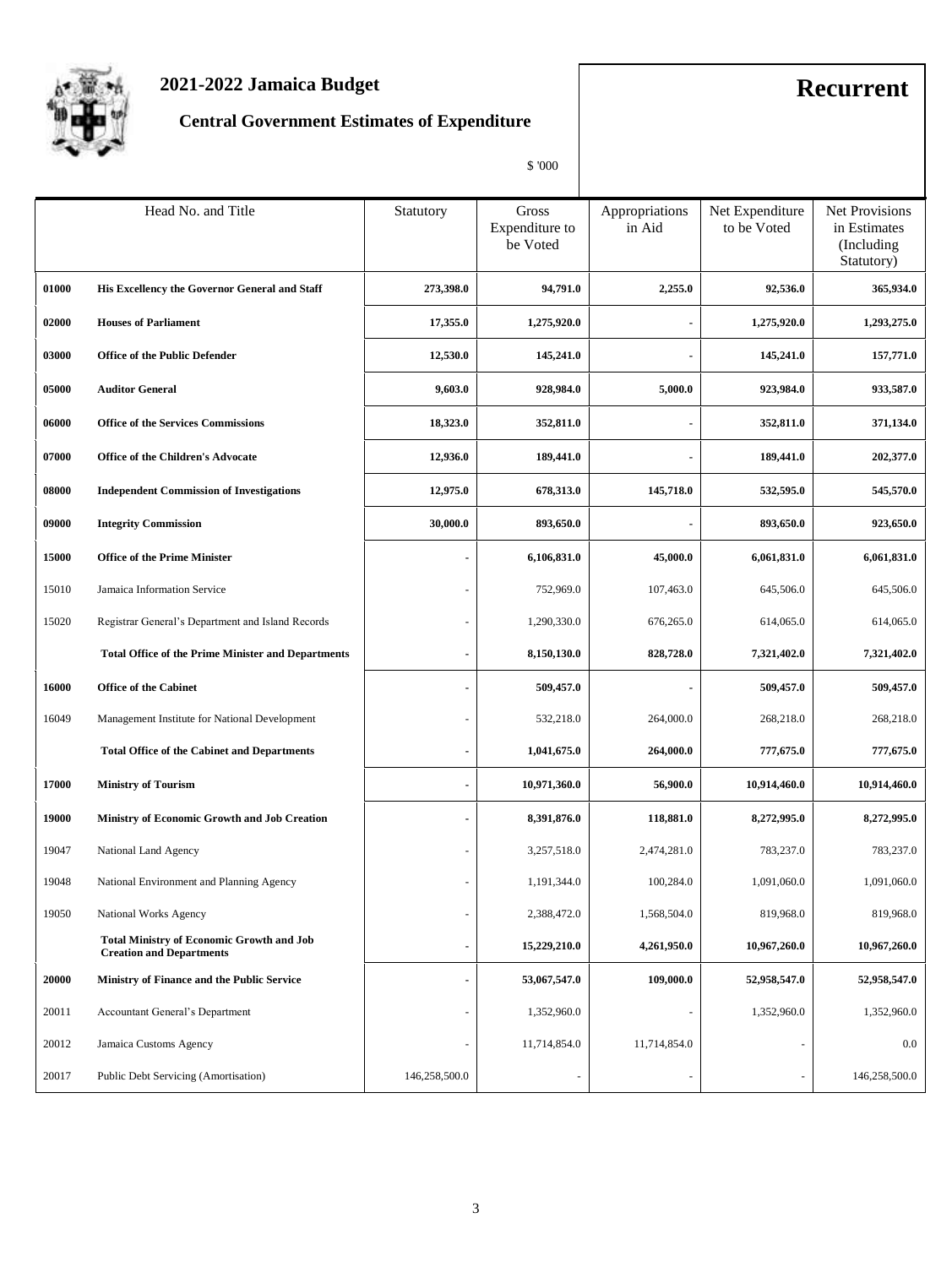# 2021-2022 Jamaica Budget

## Central Government Estimates of Expenditure

**Recurrent**

$ '000

| Head No. | Title | Statutory | Gross Expenditure to be Voted | Appropriations in Aid | Net Expenditure to be Voted | Net Provisions in Estimates (Including Statutory) |
|---|---|---|---|---|---|---|
| **01000** | **His Excellency the Governor General and Staff** | **273,398.0** | **94,791.0** | **2,255.0** | **92,536.0** | **365,934.0** |
| **02000** | **Houses of Parliament** | **17,355.0** | **1,275,920.0** | **-** | **1,275,920.0** | **1,293,275.0** |
| **03000** | **Office of the Public Defender** | **12,530.0** | **145,241.0** | **-** | **145,241.0** | **157,771.0** |
| **05000** | **Auditor General** | **9,603.0** | **928,984.0** | **5,000.0** | **923,984.0** | **933,587.0** |
| **06000** | **Office of the Services Commissions** | **18,323.0** | **352,811.0** | **-** | **352,811.0** | **371,134.0** |
| **07000** | **Office of the Children's Advocate** | **12,936.0** | **189,441.0** | **-** | **189,441.0** | **202,377.0** |
| **08000** | **Independent Commission of Investigations** | **12,975.0** | **678,313.0** | **145,718.0** | **532,595.0** | **545,570.0** |
| **09000** | **Integrity Commission** | **30,000.0** | **893,650.0** | **-** | **893,650.0** | **923,650.0** |
| **15000** | **Office of the Prime Minister** | **-** | **6,106,831.0** | **45,000.0** | **6,061,831.0** | **6,061,831.0** |
| 15010 | Jamaica Information Service | - | 752,969.0 | 107,463.0 | 645,506.0 | 645,506.0 |
| 15020 | Registrar General's Department and Island Records | - | 1,290,330.0 | 676,265.0 | 614,065.0 | 614,065.0 |
| | **Total Office of the Prime Minister and Departments** | **-** | **8,150,130.0** | **828,728.0** | **7,321,402.0** | **7,321,402.0** |
| **16000** | **Office of the Cabinet** | **-** | **509,457.0** | **-** | **509,457.0** | **509,457.0** |
| 16049 | Management Institute for National Development | - | 532,218.0 | 264,000.0 | 268,218.0 | 268,218.0 |
| | **Total Office of the Cabinet and Departments** | **-** | **1,041,675.0** | **264,000.0** | **777,675.0** | **777,675.0** |
| **17000** | **Ministry of Tourism** | **-** | **10,971,360.0** | **56,900.0** | **10,914,460.0** | **10,914,460.0** |
| **19000** | **Ministry of Economic Growth and Job Creation** | **-** | **8,391,876.0** | **118,881.0** | **8,272,995.0** | **8,272,995.0** |
| 19047 | National Land Agency | - | 3,257,518.0 | 2,474,281.0 | 783,237.0 | 783,237.0 |
| 19048 | National Environment and Planning Agency | - | 1,191,344.0 | 100,284.0 | 1,091,060.0 | 1,091,060.0 |
| 19050 | National Works Agency | - | 2,388,472.0 | 1,568,504.0 | 819,968.0 | 819,968.0 |
| | **Total Ministry of Economic Growth and Job Creation and Departments** | **-** | **15,229,210.0** | **4,261,950.0** | **10,967,260.0** | **10,967,260.0** |
| **20000** | **Ministry of Finance and the Public Service** | **-** | **53,067,547.0** | **109,000.0** | **52,958,547.0** | **52,958,547.0** |
| 20011 | Accountant General's Department | - | 1,352,960.0 | - | 1,352,960.0 | 1,352,960.0 |
| 20012 | Jamaica Customs Agency | - | 11,714,854.0 | 11,714,854.0 | - | 0.0 |
| 20017 | Public Debt Servicing (Amortisation) | 146,258,500.0 | - | - | - | 146,258,500.0 |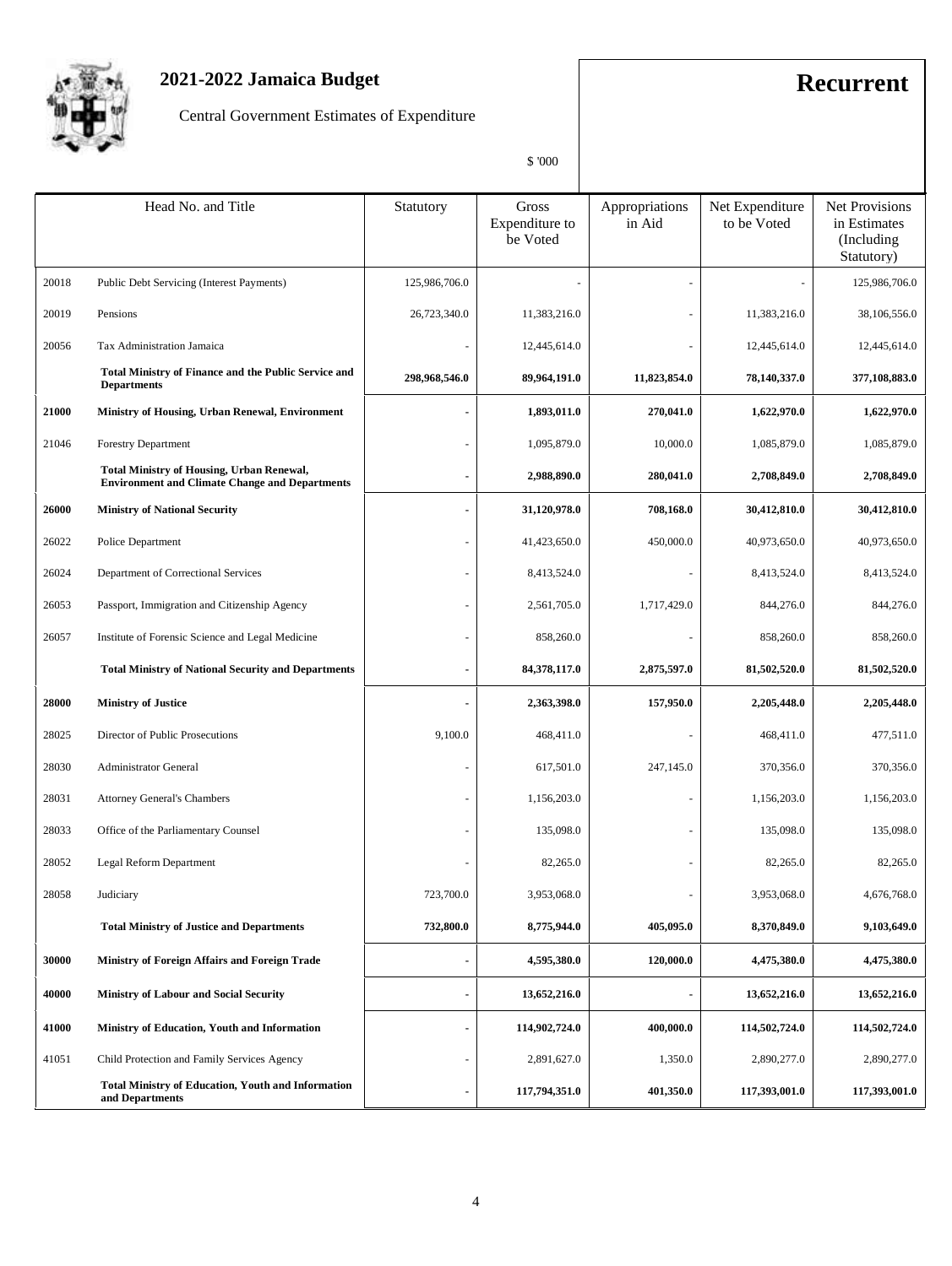# 2021-2022 Jamaica Budget

Central Government Estimates of Expenditure

**Recurrent**

$ '000

| Head No. | Head No. and Title | Statutory | Gross Expenditure to be Voted | Appropriations in Aid | Net Expenditure to be Voted | Net Provisions in Estimates (Including Statutory) |
|---|---|---|---|---|---|---|
| 20018 | Public Debt Servicing (Interest Payments) | 125,986,706.0 | - | - | - | 125,986,706.0 |
| 20019 | Pensions | 26,723,340.0 | 11,383,216.0 | - | 11,383,216.0 | 38,106,556.0 |
| 20056 | Tax Administration Jamaica | - | 12,445,614.0 | - | 12,445,614.0 | 12,445,614.0 |
| | **Total Ministry of Finance and the Public Service and Departments** | **298,968,546.0** | **89,964,191.0** | **11,823,854.0** | **78,140,337.0** | **377,108,883.0** |
| **21000** | **Ministry of Housing, Urban Renewal, Environment** | **-** | **1,893,011.0** | **270,041.0** | **1,622,970.0** | **1,622,970.0** |
| 21046 | Forestry Department | - | 1,095,879.0 | 10,000.0 | 1,085,879.0 | 1,085,879.0 |
| | **Total Ministry of Housing, Urban Renewal, Environment and Climate Change and Departments** | **-** | **2,988,890.0** | **280,041.0** | **2,708,849.0** | **2,708,849.0** |
| **26000** | **Ministry of National Security** | **-** | **31,120,978.0** | **708,168.0** | **30,412,810.0** | **30,412,810.0** |
| 26022 | Police Department | - | 41,423,650.0 | 450,000.0 | 40,973,650.0 | 40,973,650.0 |
| 26024 | Department of Correctional Services | - | 8,413,524.0 | - | 8,413,524.0 | 8,413,524.0 |
| 26053 | Passport, Immigration and Citizenship Agency | - | 2,561,705.0 | 1,717,429.0 | 844,276.0 | 844,276.0 |
| 26057 | Institute of Forensic Science and Legal Medicine | - | 858,260.0 | - | 858,260.0 | 858,260.0 |
| | **Total Ministry of National Security and Departments** | **-** | **84,378,117.0** | **2,875,597.0** | **81,502,520.0** | **81,502,520.0** |
| **28000** | **Ministry of Justice** | **-** | **2,363,398.0** | **157,950.0** | **2,205,448.0** | **2,205,448.0** |
| 28025 | Director of Public Prosecutions | 9,100.0 | 468,411.0 | - | 468,411.0 | 477,511.0 |
| 28030 | Administrator General | - | 617,501.0 | 247,145.0 | 370,356.0 | 370,356.0 |
| 28031 | Attorney General's Chambers | - | 1,156,203.0 | - | 1,156,203.0 | 1,156,203.0 |
| 28033 | Office of the Parliamentary Counsel | - | 135,098.0 | - | 135,098.0 | 135,098.0 |
| 28052 | Legal Reform Department | - | 82,265.0 | - | 82,265.0 | 82,265.0 |
| 28058 | Judiciary | 723,700.0 | 3,953,068.0 | - | 3,953,068.0 | 4,676,768.0 |
| | **Total Ministry of Justice and Departments** | **732,800.0** | **8,775,944.0** | **405,095.0** | **8,370,849.0** | **9,103,649.0** |
| **30000** | **Ministry of Foreign Affairs and Foreign Trade** | **-** | **4,595,380.0** | **120,000.0** | **4,475,380.0** | **4,475,380.0** |
| **40000** | **Ministry of Labour and Social Security** | **-** | **13,652,216.0** | **-** | **13,652,216.0** | **13,652,216.0** |
| **41000** | **Ministry of Education, Youth and Information** | **-** | **114,902,724.0** | **400,000.0** | **114,502,724.0** | **114,502,724.0** |
| 41051 | Child Protection and Family Services Agency | - | 2,891,627.0 | 1,350.0 | 2,890,277.0 | 2,890,277.0 |
| | **Total Ministry of Education, Youth and Information and Departments** | **-** | **117,794,351.0** | **401,350.0** | **117,393,001.0** | **117,393,001.0** |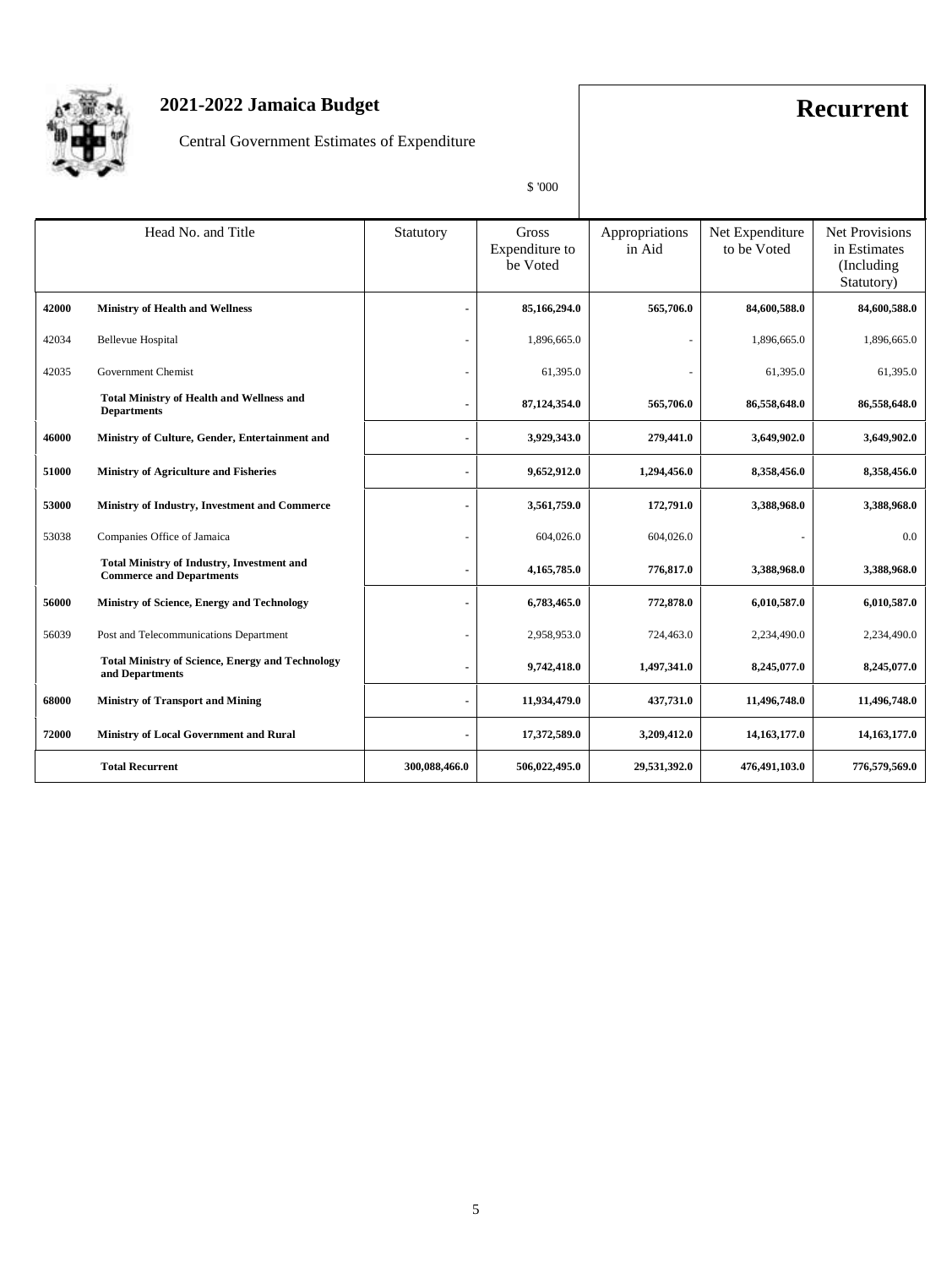# 2021-2022 Jamaica Budget

Central Government Estimates of Expenditure

# Recurrent

$ '000

| Head No. and Title | | Statutory | Gross Expenditure to be Voted | Appropriations in Aid | Net Expenditure to be Voted | Net Provisions in Estimates (Including Statutory) |
|---|---|---|---|---|---|---|
| **42000** | **Ministry of Health and Wellness** | **-** | **85,166,294.0** | **565,706.0** | **84,600,588.0** | **84,600,588.0** |
| 42034 | Bellevue Hospital | - | 1,896,665.0 | - | 1,896,665.0 | 1,896,665.0 |
| 42035 | Government Chemist | - | 61,395.0 | - | 61,395.0 | 61,395.0 |
| | **Total Ministry of Health and Wellness and Departments** | **-** | **87,124,354.0** | **565,706.0** | **86,558,648.0** | **86,558,648.0** |
| **46000** | **Ministry of Culture, Gender, Entertainment and** | **-** | **3,929,343.0** | **279,441.0** | **3,649,902.0** | **3,649,902.0** |
| **51000** | **Ministry of Agriculture and Fisheries** | **-** | **9,652,912.0** | **1,294,456.0** | **8,358,456.0** | **8,358,456.0** |
| **53000** | **Ministry of Industry, Investment and Commerce** | **-** | **3,561,759.0** | **172,791.0** | **3,388,968.0** | **3,388,968.0** |
| 53038 | Companies Office of Jamaica | - | 604,026.0 | 604,026.0 | - | 0.0 |
| | **Total Ministry of Industry, Investment and Commerce and Departments** | **-** | **4,165,785.0** | **776,817.0** | **3,388,968.0** | **3,388,968.0** |
| **56000** | **Ministry of Science, Energy and Technology** | **-** | **6,783,465.0** | **772,878.0** | **6,010,587.0** | **6,010,587.0** |
| 56039 | Post and Telecommunications Department | - | 2,958,953.0 | 724,463.0 | 2,234,490.0 | 2,234,490.0 |
| | **Total Ministry of Science, Energy and Technology and Departments** | **-** | **9,742,418.0** | **1,497,341.0** | **8,245,077.0** | **8,245,077.0** |
| **68000** | **Ministry of Transport and Mining** | **-** | **11,934,479.0** | **437,731.0** | **11,496,748.0** | **11,496,748.0** |
| **72000** | **Ministry of Local Government and Rural** | **-** | **17,372,589.0** | **3,209,412.0** | **14,163,177.0** | **14,163,177.0** |
| | **Total Recurrent** | **300,088,466.0** | **506,022,495.0** | **29,531,392.0** | **476,491,103.0** | **776,579,569.0** |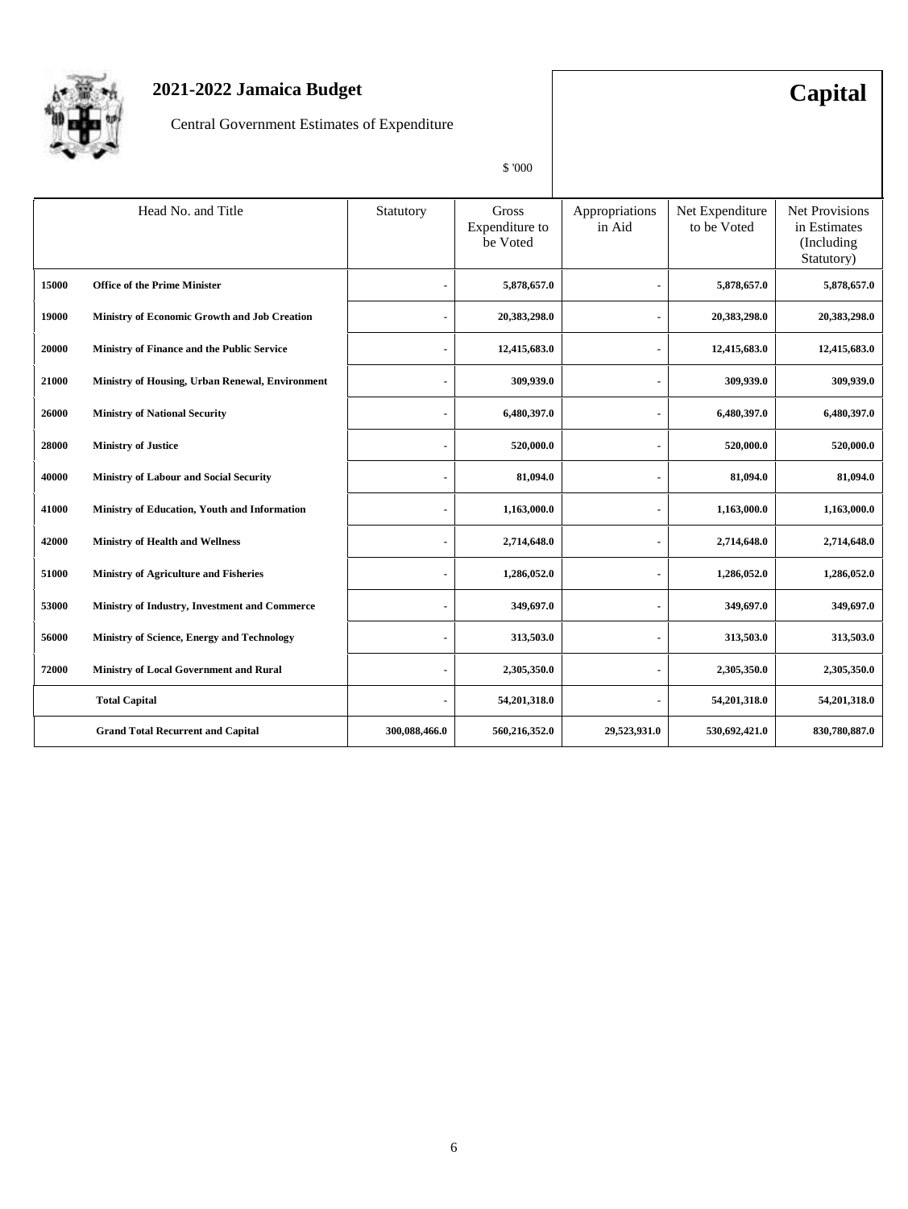# 2021-2022 Jamaica Budget

Central Government Estimates of Expenditure

**Capital**

$ '000

| Head No. and Title | | Statutory | Gross Expenditure to be Voted | Appropriations in Aid | Net Expenditure to be Voted | Net Provisions in Estimates (Including Statutory) |
|---|---|---|---|---|---|---|
| **15000** | **Office of the Prime Minister** | - | **5,878,657.0** | - | **5,878,657.0** | **5,878,657.0** |
| **19000** | **Ministry of Economic Growth and Job Creation** | - | **20,383,298.0** | - | **20,383,298.0** | **20,383,298.0** |
| **20000** | **Ministry of Finance and the Public Service** | - | **12,415,683.0** | - | **12,415,683.0** | **12,415,683.0** |
| **21000** | **Ministry of Housing, Urban Renewal, Environment** | - | **309,939.0** | - | **309,939.0** | **309,939.0** |
| **26000** | **Ministry of National Security** | - | **6,480,397.0** | - | **6,480,397.0** | **6,480,397.0** |
| **28000** | **Ministry of Justice** | - | **520,000.0** | - | **520,000.0** | **520,000.0** |
| **40000** | **Ministry of Labour and Social Security** | - | **81,094.0** | - | **81,094.0** | **81,094.0** |
| **41000** | **Ministry of Education, Youth and Information** | - | **1,163,000.0** | - | **1,163,000.0** | **1,163,000.0** |
| **42000** | **Ministry of Health and Wellness** | - | **2,714,648.0** | - | **2,714,648.0** | **2,714,648.0** |
| **51000** | **Ministry of Agriculture and Fisheries** | - | **1,286,052.0** | - | **1,286,052.0** | **1,286,052.0** |
| **53000** | **Ministry of Industry, Investment and Commerce** | - | **349,697.0** | - | **349,697.0** | **349,697.0** |
| **56000** | **Ministry of Science, Energy and Technology** | - | **313,503.0** | - | **313,503.0** | **313,503.0** |
| **72000** | **Ministry of Local Government and Rural** | - | **2,305,350.0** | - | **2,305,350.0** | **2,305,350.0** |
| | **Total Capital** | - | **54,201,318.0** | - | **54,201,318.0** | **54,201,318.0** |
| | **Grand Total Recurrent and Capital** | **300,088,466.0** | **560,216,352.0** | **29,523,931.0** | **530,692,421.0** | **830,780,887.0** |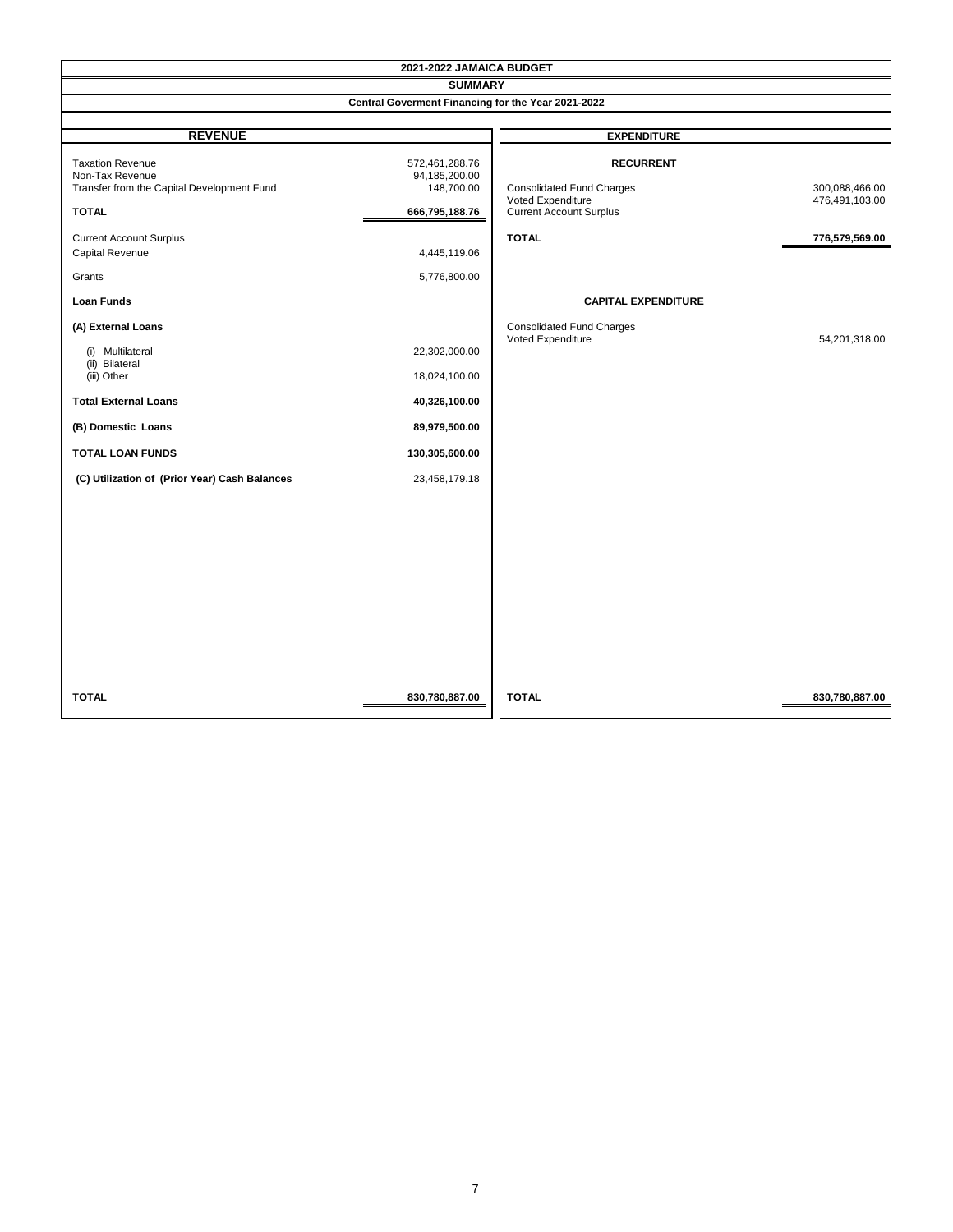# 2021-2022 JAMAICA BUDGET

## SUMMARY

### Central Goverment Financing for the Year 2021-2022

| REVENUE | | EXPENDITURE | |
|---|---|---|---|
| Taxation Revenue | 572,461,288.76 | **RECURRENT** | |
| Non-Tax Revenue | 94,185,200.00 | | |
| Transfer from the Capital Development Fund | 148,700.00 | Consolidated Fund Charges | 300,088,466.00 |
| | | Voted Expenditure | 476,491,103.00 |
| **TOTAL** | **666,795,188.76** | Current Account Surplus | |
| Current Account Surplus | | **TOTAL** | **776,579,569.00** |
| Capital Revenue | 4,445,119.06 | | |
| Grants | 5,776,800.00 | | |
| **Loan Funds** | | **CAPITAL EXPENDITURE** | |
| **(A) External Loans** | | Consolidated Fund Charges | |
| | | Voted Expenditure | 54,201,318.00 |
| (i) Multilateral | 22,302,000.00 | | |
| (ii) Bilateral | | | |
| (iii) Other | 18,024,100.00 | | |
| **Total External Loans** | **40,326,100.00** | | |
| **(B) Domestic Loans** | **89,979,500.00** | | |
| **TOTAL LOAN FUNDS** | **130,305,600.00** | | |
| **(C) Utilization of (Prior Year) Cash Balances** | 23,458,179.18 | | |
| **TOTAL** | **830,780,887.00** | **TOTAL** | **830,780,887.00** |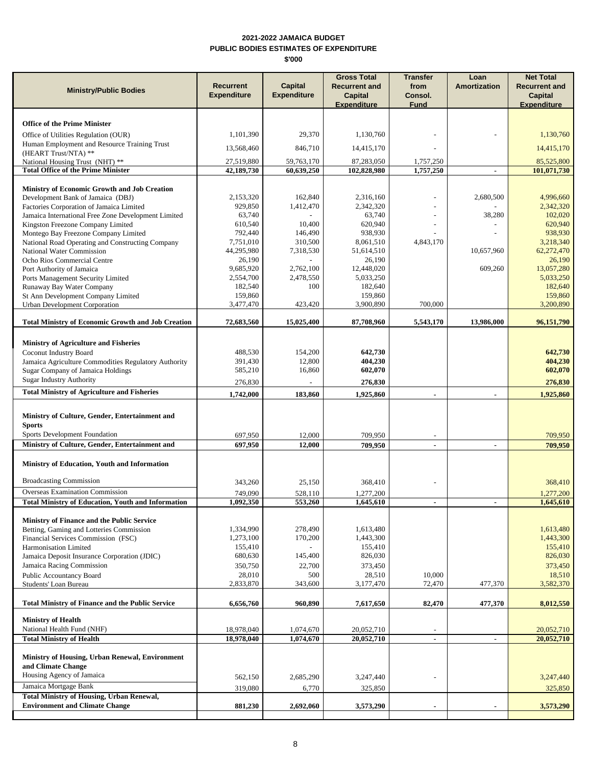**2021-2022 JAMAICA BUDGET**
**PUBLIC BODIES ESTIMATES OF EXPENDITURE**
**$'000**

| Ministry/Public Bodies | Recurrent Expenditure | Capital Expenditure | Gross Total Recurrent and Capital Expenditure | Transfer from Consol. Fund | Loan Amortization | Net Total Recurrent and Capital Expenditure |
|---|---|---|---|---|---|---|
| **Office of the Prime Minister** | | | | | | |
| Office of Utilities Regulation (OUR) | 1,101,390 | 29,370 | 1,130,760 | - | - | 1,130,760 |
| Human Employment and Resource Training Trust (HEART Trust/NTA) ** | 13,568,460 | 846,710 | 14,415,170 | - | | 14,415,170 |
| National Housing Trust (NHT) ** | 27,519,880 | 59,763,170 | 87,283,050 | 1,757,250 | | 85,525,800 |
| **Total Office of the Prime Minister** | **42,189,730** | **60,639,250** | **102,828,980** | **1,757,250** | **-** | **101,071,730** |
| **Ministry of Economic Growth and Job Creation** | | | | | | |
| Development Bank of Jamaica (DBJ) | 2,153,320 | 162,840 | 2,316,160 | - | 2,680,500 | 4,996,660 |
| Factories Corporation of Jamaica Limited | 929,850 | 1,412,470 | 2,342,320 | - | - | 2,342,320 |
| Jamaica International Free Zone Development Limited | 63,740 | - | 63,740 | - | 38,280 | 102,020 |
| Kingston Freezone Company Limited | 610,540 | 10,400 | 620,940 | - | - | 620,940 |
| Montego Bay Freezone Company Limited | 792,440 | 146,490 | 938,930 | - | - | 938,930 |
| National Road Operating and Constructing Company | 7,751,010 | 310,500 | 8,061,510 | 4,843,170 | | 3,218,340 |
| National Water Commission | 44,295,980 | 7,318,530 | 51,614,510 | | 10,657,960 | 62,272,470 |
| Ocho Rios Commercial Centre | 26,190 | - | 26,190 | | | 26,190 |
| Port Authority of Jamaica | 9,685,920 | 2,762,100 | 12,448,020 | | 609,260 | 13,057,280 |
| Ports Management Security Limited | 2,554,700 | 2,478,550 | 5,033,250 | | | 5,033,250 |
| Runaway Bay Water Company | 182,540 | 100 | 182,640 | | | 182,640 |
| St Ann Development Company Limited | 159,860 | | 159,860 | | | 159,860 |
| Urban Development Corporation | 3,477,470 | 423,420 | 3,900,890 | 700,000 | | 3,200,890 |
| **Total Ministry of Economic Growth and Job Creation** | **72,683,560** | **15,025,400** | **87,708,960** | **5,543,170** | **13,986,000** | **96,151,790** |
| **Ministry of Agriculture and Fisheries** | | | | | | |
| Coconut Industry Board | 488,530 | 154,200 | **642,730** | | | **642,730** |
| Jamaica Agriculture Commodities Regulatory Authority | 391,430 | 12,800 | **404,230** | | | **404,230** |
| Sugar Company of Jamaica Holdings | 585,210 | 16,860 | **602,070** | | | **602,070** |
| Sugar Industry Authority | 276,830 | - | **276,830** | | | **276,830** |
| **Total Ministry of Agriculture and Fisheries** | **1,742,000** | **183,860** | **1,925,860** | **-** | **-** | **1,925,860** |
| **Ministry of Culture, Gender, Entertainment and Sports** | | | | | | |
| Sports Development Foundation | 697,950 | 12,000 | 709,950 | - | | 709,950 |
| **Ministry of Culture, Gender, Entertainment and** | **697,950** | **12,000** | **709,950** | **-** | **-** | **709,950** |
| **Ministry of Education, Youth and Information** | | | | | | |
| Broadcasting Commission | 343,260 | 25,150 | 368,410 | - | | 368,410 |
| Overseas Examination Commission | 749,090 | 528,110 | 1,277,200 | | | 1,277,200 |
| **Total Ministry of Education, Youth and Information** | **1,092,350** | **553,260** | **1,645,610** | **-** | **-** | **1,645,610** |
| **Ministry of Finance and the Public Service** | | | | | | |
| Betting, Gaming and Lotteries Commission | 1,334,990 | 278,490 | 1,613,480 | | | 1,613,480 |
| Financial Services Commission (FSC) | 1,273,100 | 170,200 | 1,443,300 | | | 1,443,300 |
| Harmonisation Limited | 155,410 | - | 155,410 | | | 155,410 |
| Jamaica Deposit Insurance Corporation (JDIC) | 680,630 | 145,400 | 826,030 | | | 826,030 |
| Jamaica Racing Commission | 350,750 | 22,700 | 373,450 | | | 373,450 |
| Public Accountancy Board | 28,010 | 500 | 28,510 | 10,000 | | 18,510 |
| Students' Loan Bureau | 2,833,870 | 343,600 | 3,177,470 | 72,470 | 477,370 | 3,582,370 |
| **Total Ministry of Finance and the Public Service** | **6,656,760** | **960,890** | **7,617,650** | **82,470** | **477,370** | **8,012,550** |
| **Ministry of Health** | | | | | | |
| National Health Fund (NHF) | 18,978,040 | 1,074,670 | 20,052,710 | - | | 20,052,710 |
| **Total Ministry of Health** | **18,978,040** | **1,074,670** | **20,052,710** | **-** | **-** | **20,052,710** |
| **Ministry of Housing, Urban Renewal, Environment and Climate Change** | | | | | | |
| Housing Agency of Jamaica | 562,150 | 2,685,290 | 3,247,440 | - | | 3,247,440 |
| Jamaica Mortgage Bank | 319,080 | 6,770 | 325,850 | | | 325,850 |
| **Total Ministry of Housing, Urban Renewal, Environment and Climate Change** | **881,230** | **2,692,060** | **3,573,290** | **-** | **-** | **3,573,290** |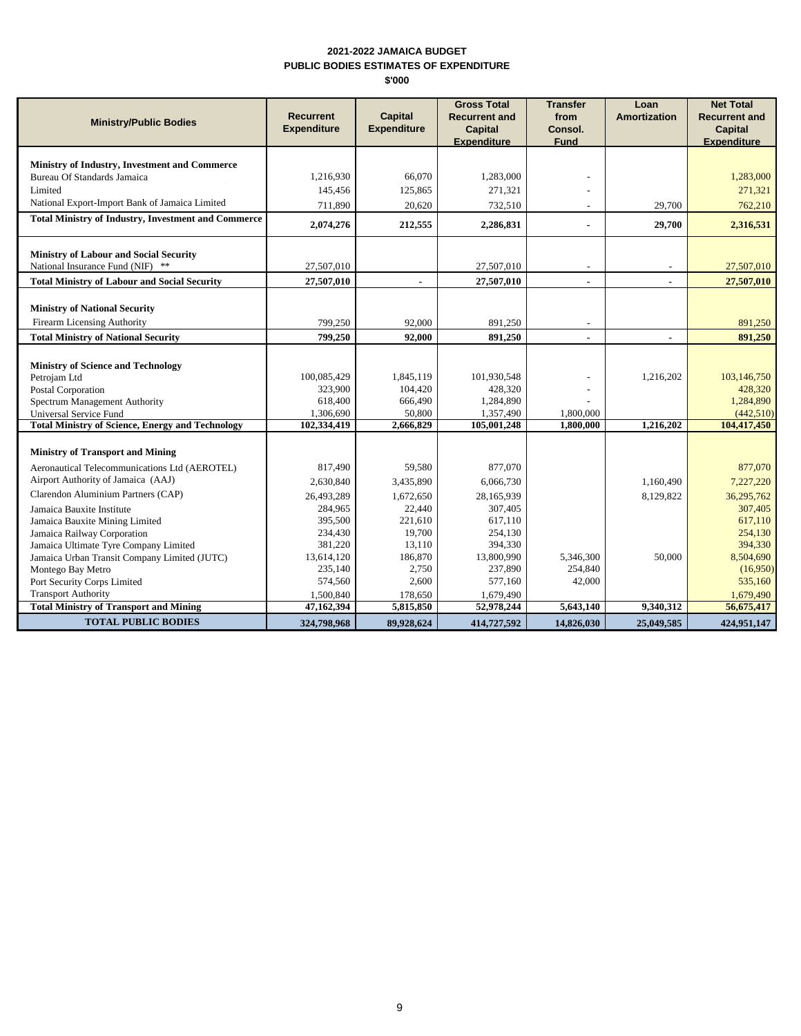**2021-2022 JAMAICA BUDGET**
**PUBLIC BODIES ESTIMATES OF EXPENDITURE**
**$'000**

| Ministry/Public Bodies | Recurrent Expenditure | Capital Expenditure | Gross Total Recurrent and Capital Expenditure | Transfer from Consol. Fund | Loan Amortization | Net Total Recurrent and Capital Expenditure |
|---|---|---|---|---|---|---|
| **Ministry of Industry, Investment and Commerce** | | | | | | |
| Bureau Of Standards Jamaica | 1,216,930 | 66,070 | 1,283,000 | - | | 1,283,000 |
| Limited | 145,456 | 125,865 | 271,321 | - | | 271,321 |
| National Export-Import Bank of Jamaica Limited | 711,890 | 20,620 | 732,510 | - | 29,700 | 762,210 |
| **Total Ministry of Industry, Investment and Commerce** | **2,074,276** | **212,555** | **2,286,831** | **-** | **29,700** | **2,316,531** |
| **Ministry of Labour and Social Security** | | | | | | |
| National Insurance Fund (NIF) ** | 27,507,010 | | 27,507,010 | - | - | 27,507,010 |
| **Total Ministry of Labour and Social Security** | **27,507,010** | **-** | **27,507,010** | **-** | **-** | **27,507,010** |
| **Ministry of National Security** | | | | | | |
| Firearm Licensing Authority | 799,250 | 92,000 | 891,250 | - | | 891,250 |
| **Total Ministry of National Security** | **799,250** | **92,000** | **891,250** | **-** | **-** | **891,250** |
| **Ministry of Science and Technology** | | | | | | |
| Petrojam Ltd | 100,085,429 | 1,845,119 | 101,930,548 | - | 1,216,202 | 103,146,750 |
| Postal Corporation | 323,900 | 104,420 | 428,320 | - | | 428,320 |
| Spectrum Management Authority | 618,400 | 666,490 | 1,284,890 | - | | 1,284,890 |
| Universal Service Fund | 1,306,690 | 50,800 | 1,357,490 | 1,800,000 | | (442,510) |
| **Total Ministry of Science, Energy and Technology** | **102,334,419** | **2,666,829** | **105,001,248** | **1,800,000** | **1,216,202** | **104,417,450** |
| **Ministry of Transport and Mining** | | | | | | |
| Aeronautical Telecommunications Ltd (AEROTEL) | 817,490 | 59,580 | 877,070 | | | 877,070 |
| Airport Authority of Jamaica (AAJ) | 2,630,840 | 3,435,890 | 6,066,730 | | 1,160,490 | 7,227,220 |
| Clarendon Aluminium Partners (CAP) | 26,493,289 | 1,672,650 | 28,165,939 | | 8,129,822 | 36,295,762 |
| Jamaica Bauxite Institute | 284,965 | 22,440 | 307,405 | | | 307,405 |
| Jamaica Bauxite Mining Limited | 395,500 | 221,610 | 617,110 | | | 617,110 |
| Jamaica Railway Corporation | 234,430 | 19,700 | 254,130 | | | 254,130 |
| Jamaica Ultimate Tyre Company Limited | 381,220 | 13,110 | 394,330 | | | 394,330 |
| Jamaica Urban Transit Company Limited (JUTC) | 13,614,120 | 186,870 | 13,800,990 | 5,346,300 | 50,000 | 8,504,690 |
| Montego Bay Metro | 235,140 | 2,750 | 237,890 | 254,840 | | (16,950) |
| Port Security Corps Limited | 574,560 | 2,600 | 577,160 | 42,000 | | 535,160 |
| Transport Authority | 1,500,840 | 178,650 | 1,679,490 | | | 1,679,490 |
| **Total Ministry of Transport and Mining** | **47,162,394** | **5,815,850** | **52,978,244** | **5,643,140** | **9,340,312** | **56,675,417** |
| **TOTAL PUBLIC BODIES** | **324,798,968** | **89,928,624** | **414,727,592** | **14,826,030** | **25,049,585** | **424,951,147** |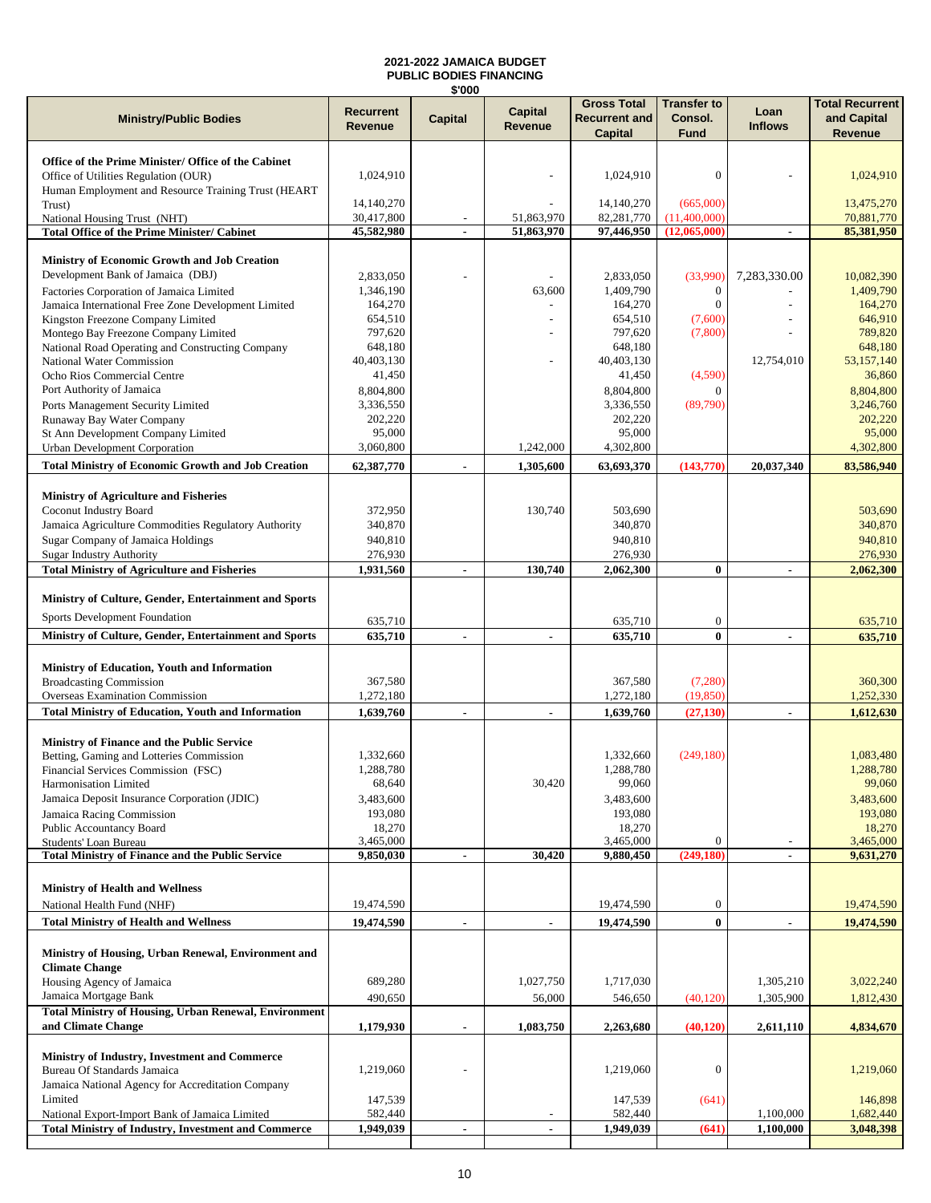# 2021-2022 JAMAICA BUDGET
## PUBLIC BODIES FINANCING
### $'000

| Ministry/Public Bodies | Recurrent Revenue | Capital | Capital Revenue | Gross Total Recurrent and Capital | Transfer to Consol. Fund | Loan Inflows | Total Recurrent and Capital Revenue |
|---|---|---|---|---|---|---|---|
| **Office of the Prime Minister/ Office of the Cabinet** | | | | | | | |
| Office of Utilities Regulation (OUR) | 1,024,910 | | - | 1,024,910 | 0 | - | 1,024,910 |
| Human Employment and Resource Training Trust (HEART Trust) | 14,140,270 | | - | 14,140,270 | (665,000) | | 13,475,270 |
| National Housing Trust (NHT) | 30,417,800 | - | 51,863,970 | 82,281,770 | (11,400,000) | | 70,881,770 |
| **Total Office of the Prime Minister/ Cabinet** | **45,582,980** | **-** | **51,863,970** | **97,446,950** | **(12,065,000)** | **-** | **85,381,950** |
| **Ministry of Economic Growth and Job Creation** | | | | | | | |
| Development Bank of Jamaica (DBJ) | 2,833,050 | - | - | 2,833,050 | (33,990) | 7,283,330.00 | 10,082,390 |
| Factories Corporation of Jamaica Limited | 1,346,190 | | 63,600 | 1,409,790 | 0 | - | 1,409,790 |
| Jamaica International Free Zone Development Limited | 164,270 | | - | 164,270 | 0 | - | 164,270 |
| Kingston Freezone Company Limited | 654,510 | | - | 654,510 | (7,600) | - | 646,910 |
| Montego Bay Freezone Company Limited | 797,620 | | - | 797,620 | (7,800) | - | 789,820 |
| National Road Operating and Constructing Company | 648,180 | | | 648,180 | | | 648,180 |
| National Water Commission | 40,403,130 | | - | 40,403,130 | | 12,754,010 | 53,157,140 |
| Ocho Rios Commercial Centre | 41,450 | | | 41,450 | (4,590) | | 36,860 |
| Port Authority of Jamaica | 8,804,800 | | | 8,804,800 | 0 | | 8,804,800 |
| Ports Management Security Limited | 3,336,550 | | | 3,336,550 | (89,790) | | 3,246,760 |
| Runaway Bay Water Company | 202,220 | | | 202,220 | | | 202,220 |
| St Ann Development Company Limited | 95,000 | | | 95,000 | | | 95,000 |
| Urban Development Corporation | 3,060,800 | | 1,242,000 | 4,302,800 | | | 4,302,800 |
| **Total Ministry of Economic Growth and Job Creation** | **62,387,770** | **-** | **1,305,600** | **63,693,370** | **(143,770)** | **20,037,340** | **83,586,940** |
| **Ministry of Agriculture and Fisheries** | | | | | | | |
| Coconut Industry Board | 372,950 | | 130,740 | 503,690 | | | 503,690 |
| Jamaica Agriculture Commodities Regulatory Authority | 340,870 | | | 340,870 | | | 340,870 |
| Sugar Company of Jamaica Holdings | 940,810 | | | 940,810 | | | 940,810 |
| Sugar Industry Authority | 276,930 | | | 276,930 | | | 276,930 |
| **Total Ministry of Agriculture and Fisheries** | **1,931,560** | **-** | **130,740** | **2,062,300** | **0** | **-** | **2,062,300** |
| **Ministry of Culture, Gender, Entertainment and Sports** | | | | | | | |
| Sports Development Foundation | 635,710 | | | 635,710 | 0 | | 635,710 |
| **Ministry of Culture, Gender, Entertainment and Sports** | **635,710** | **-** | **-** | **635,710** | **0** | **-** | **635,710** |
| **Ministry of Education, Youth and Information** | | | | | | | |
| Broadcasting Commission | 367,580 | | | 367,580 | (7,280) | | 360,300 |
| Overseas Examination Commission | 1,272,180 | | | 1,272,180 | (19,850) | | 1,252,330 |
| **Total Ministry of Education, Youth and Information** | **1,639,760** | **-** | **-** | **1,639,760** | **(27,130)** | **-** | **1,612,630** |
| **Ministry of Finance and the Public Service** | | | | | | | |
| Betting, Gaming and Lotteries Commission | 1,332,660 | | | 1,332,660 | (249,180) | | 1,083,480 |
| Financial Services Commission (FSC) | 1,288,780 | | | 1,288,780 | | | 1,288,780 |
| Harmonisation Limited | 68,640 | | 30,420 | 99,060 | | | 99,060 |
| Jamaica Deposit Insurance Corporation (JDIC) | 3,483,600 | | | 3,483,600 | | | 3,483,600 |
| Jamaica Racing Commission | 193,080 | | | 193,080 | | | 193,080 |
| Public Accountancy Board | 18,270 | | | 18,270 | | | 18,270 |
| Students' Loan Bureau | 3,465,000 | | | 3,465,000 | 0 | - | 3,465,000 |
| **Total Ministry of Finance and the Public Service** | **9,850,030** | **-** | **30,420** | **9,880,450** | **(249,180)** | **-** | **9,631,270** |
| **Ministry of Health and Wellness** | | | | | | | |
| National Health Fund (NHF) | 19,474,590 | | | 19,474,590 | 0 | | 19,474,590 |
| **Total Ministry of Health and Wellness** | **19,474,590** | **-** | **-** | **19,474,590** | **0** | **-** | **19,474,590** |
| **Ministry of Housing, Urban Renewal, Environment and Climate Change** | | | | | | | |
| Housing Agency of Jamaica | 689,280 | | 1,027,750 | 1,717,030 | | 1,305,210 | 3,022,240 |
| Jamaica Mortgage Bank | 490,650 | | 56,000 | 546,650 | (40,120) | 1,305,900 | 1,812,430 |
| **Total Ministry of Housing, Urban Renewal, Environment and Climate Change** | **1,179,930** | **-** | **1,083,750** | **2,263,680** | **(40,120)** | **2,611,110** | **4,834,670** |
| **Ministry of Industry, Investment and Commerce** | | | | | | | |
| Bureau Of Standards Jamaica | 1,219,060 | - | | 1,219,060 | 0 | | 1,219,060 |
| Jamaica National Agency for Accreditation Company Limited | 147,539 | | | 147,539 | (641) | | 146,898 |
| National Export-Import Bank of Jamaica Limited | 582,440 | | - | 582,440 | | 1,100,000 | 1,682,440 |
| **Total Ministry of Industry, Investment and Commerce** | **1,949,039** | **-** | **-** | **1,949,039** | **(641)** | **1,100,000** | **3,048,398** |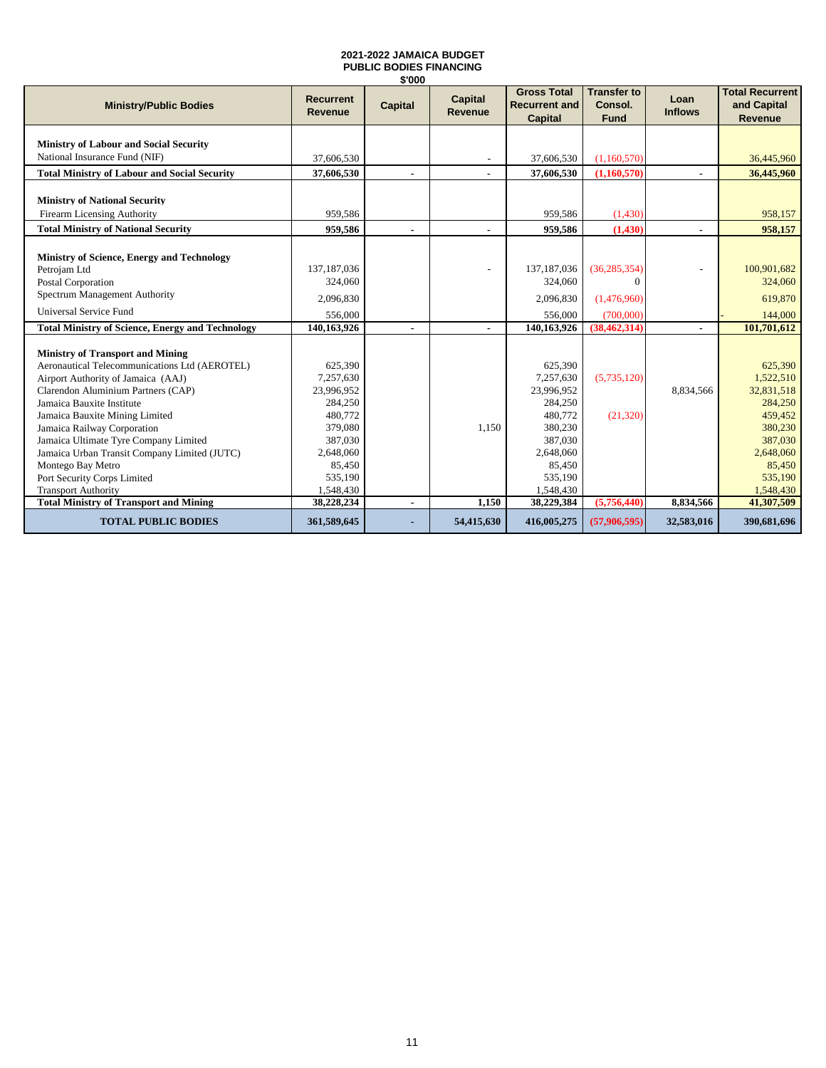# 2021-2022 JAMAICA BUDGET
## PUBLIC BODIES FINANCING
### $'000

| Ministry/Public Bodies | Recurrent Revenue | Capital | Capital Revenue | Gross Total Recurrent and Capital | Transfer to Consol. Fund | Loan Inflows | Total Recurrent and Capital Revenue |
|---|---|---|---|---|---|---|---|
| **Ministry of Labour and Social Security** | | | | | | | |
| National Insurance Fund (NIF) | 37,606,530 | | - | 37,606,530 | (1,160,570) | | 36,445,960 |
| **Total Ministry of Labour and Social Security** | **37,606,530** | **-** | **-** | **37,606,530** | **(1,160,570)** | **-** | **36,445,960** |
| **Ministry of National Security** | | | | | | | |
| Firearm Licensing Authority | 959,586 | | | 959,586 | (1,430) | | 958,157 |
| **Total Ministry of National Security** | **959,586** | **-** | **-** | **959,586** | **(1,430)** | **-** | **958,157** |
| **Ministry of Science, Energy and Technology** | | | | | | | |
| Petrojam Ltd | 137,187,036 | | - | 137,187,036 | (36,285,354) | - | 100,901,682 |
| Postal Corporation | 324,060 | | | 324,060 | 0 | | 324,060 |
| Spectrum Management Authority | 2,096,830 | | | 2,096,830 | (1,476,960) | | 619,870 |
| Universal Service Fund | 556,000 | | | 556,000 | (700,000) | | - 144,000 |
| **Total Ministry of Science, Energy and Technology** | **140,163,926** | **-** | **-** | **140,163,926** | **(38,462,314)** | **-** | **101,701,612** |
| **Ministry of Transport and Mining** | | | | | | | |
| Aeronautical Telecommunications Ltd (AEROTEL) | 625,390 | | | 625,390 | | | 625,390 |
| Airport Authority of Jamaica (AAJ) | 7,257,630 | | | 7,257,630 | (5,735,120) | | 1,522,510 |
| Clarendon Aluminium Partners (CAP) | 23,996,952 | | | 23,996,952 | | 8,834,566 | 32,831,518 |
| Jamaica Bauxite Institute | 284,250 | | | 284,250 | | | 284,250 |
| Jamaica Bauxite Mining Limited | 480,772 | | | 480,772 | (21,320) | | 459,452 |
| Jamaica Railway Corporation | 379,080 | | 1,150 | 380,230 | | | 380,230 |
| Jamaica Ultimate Tyre Company Limited | 387,030 | | | 387,030 | | | 387,030 |
| Jamaica Urban Transit Company Limited (JUTC) | 2,648,060 | | | 2,648,060 | | | 2,648,060 |
| Montego Bay Metro | 85,450 | | | 85,450 | | | 85,450 |
| Port Security Corps Limited | 535,190 | | | 535,190 | | | 535,190 |
| Transport Authority | 1,548,430 | | | 1,548,430 | | | 1,548,430 |
| **Total Ministry of Transport and Mining** | **38,228,234** | **-** | **1,150** | **38,229,384** | **(5,756,440)** | **8,834,566** | **41,307,509** |
| **TOTAL PUBLIC BODIES** | **361,589,645** | **-** | **54,415,630** | **416,005,275** | **(57,906,595)** | **32,583,016** | **390,681,696** |